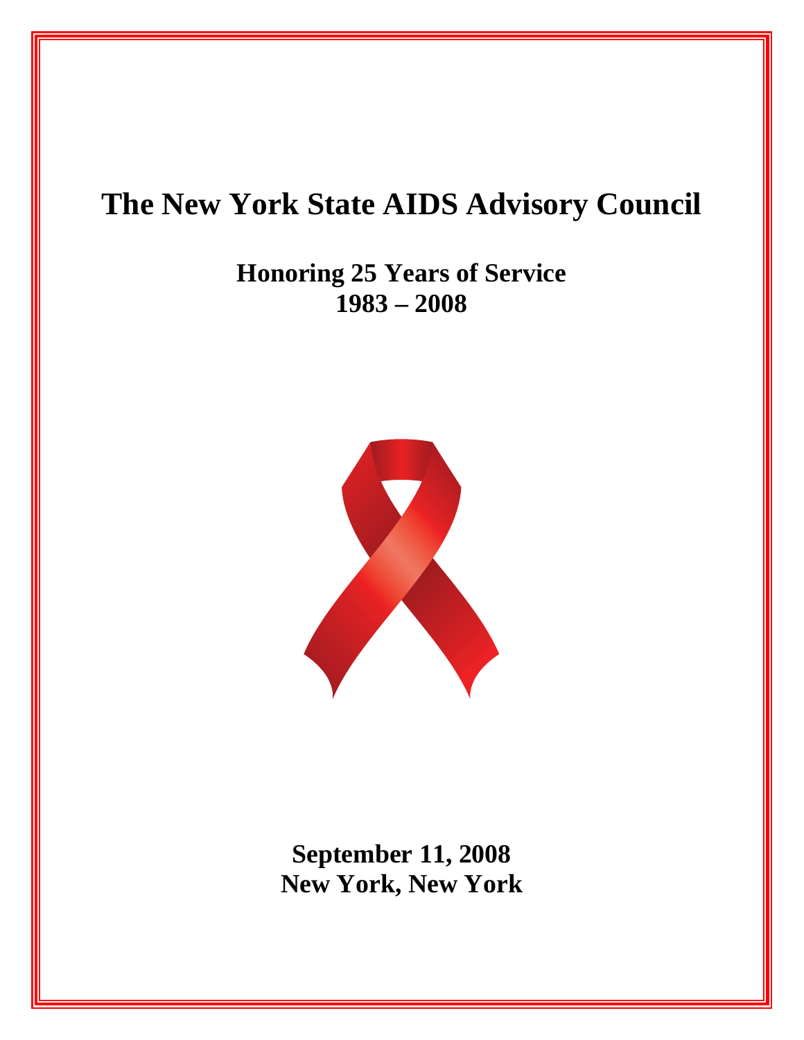# The New York State AIDS Advisory Council

## Honoring 25 Years of Service
## 1983 – 2008

**September 11, 2008**
**New York, New York**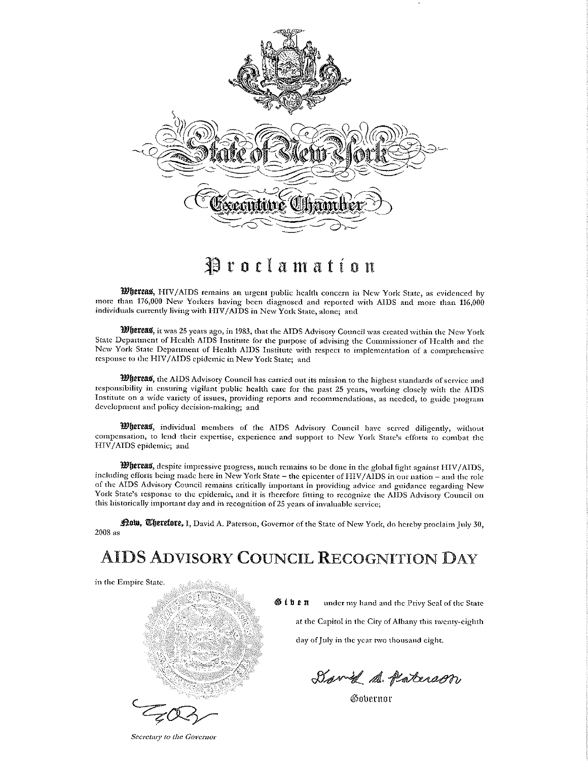# State of New York

## Executive Chamber

# Proclamation

**Whereas**, HIV/AIDS remains an urgent public health concern in New York State, as evidenced by more than 176,000 New Yorkers having been diagnosed and reported with AIDS and more than 116,000 individuals currently living with HIV/AIDS in New York State, alone; and

**Whereas**, it was 25 years ago, in 1983, that the AIDS Advisory Council was created within the New York State Department of Health AIDS Institute for the purpose of advising the Commissioner of Health and the New York State Department of Health AIDS Institute with respect to implementation of a comprehensive response to the HIV/AIDS epidemic in New York State; and

**Whereas**, the AIDS Advisory Council has carried out its mission to the highest standards of service and responsibility in ensuring vigilant public health care for the past 25 years, working closely with the AIDS Institute on a wide variety of issues, providing reports and recommendations, as needed, to guide program development and policy decision-making; and

**Whereas**, individual members of the AIDS Advisory Council have served diligently, without compensation, to lend their expertise, experience and support to New York State's efforts to combat the HIV/AIDS epidemic; and

**Whereas**, despite impressive progress, much remains to be done in the global fight against HIV/AIDS, including efforts being made here in New York State – the epicenter of HIV/AIDS in our nation – and the role of the AIDS Advisory Council remains critically important in providing advice and guidance regarding New York State's response to the epidemic, and it is therefore fitting to recognize the AIDS Advisory Council on this historically important day and in recognition of 25 years of invaluable service;

**Now, Therefore,** I, David A. Paterson, Governor of the State of New York, do hereby proclaim July 30, 2008 as

## AIDS Advisory Council Recognition Day

in the Empire State.

**Given** under my hand and the Privy Seal of the State at the Capitol in the City of Albany this twenty-eighth day of July in the year two thousand eight.

David A. Paterson

Governor

*Secretary to the Governor*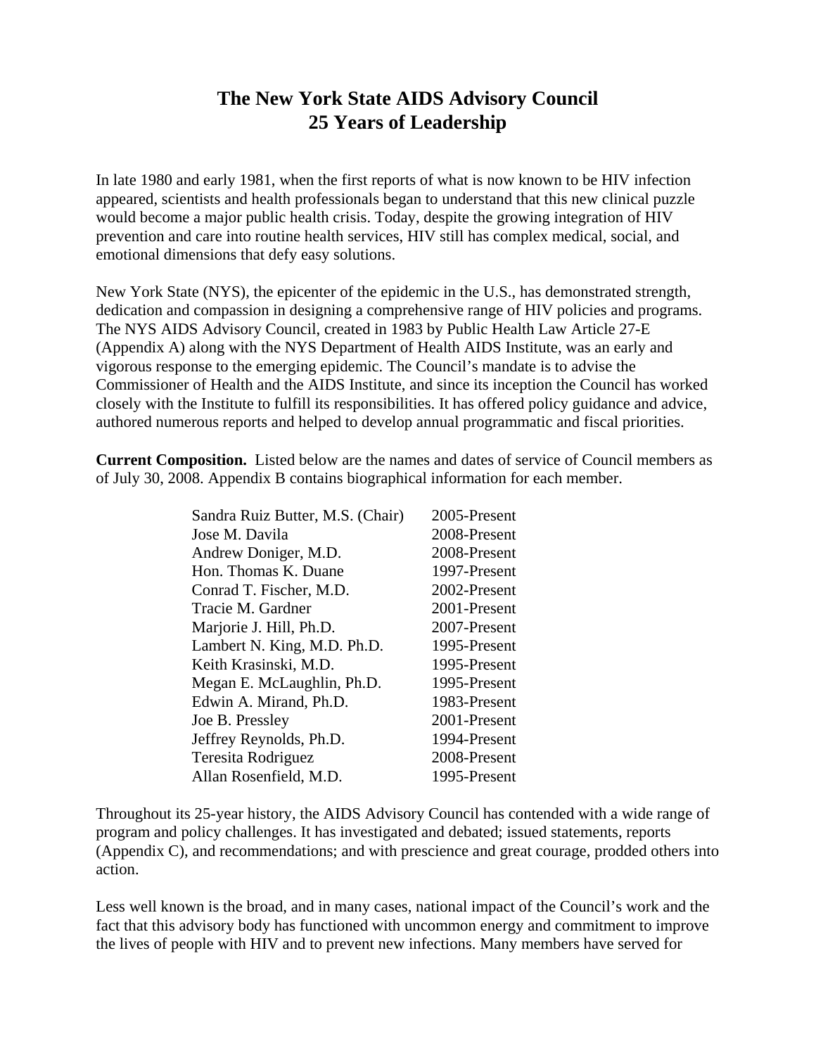# The New York State AIDS Advisory Council
# 25 Years of Leadership

In late 1980 and early 1981, when the first reports of what is now known to be HIV infection appeared, scientists and health professionals began to understand that this new clinical puzzle would become a major public health crisis. Today, despite the growing integration of HIV prevention and care into routine health services, HIV still has complex medical, social, and emotional dimensions that defy easy solutions.

New York State (NYS), the epicenter of the epidemic in the U.S., has demonstrated strength, dedication and compassion in designing a comprehensive range of HIV policies and programs. The NYS AIDS Advisory Council, created in 1983 by Public Health Law Article 27-E (Appendix A) along with the NYS Department of Health AIDS Institute, was an early and vigorous response to the emerging epidemic. The Council's mandate is to advise the Commissioner of Health and the AIDS Institute, and since its inception the Council has worked closely with the Institute to fulfill its responsibilities. It has offered policy guidance and advice, authored numerous reports and helped to develop annual programmatic and fiscal priorities.

**Current Composition.** Listed below are the names and dates of service of Council members as of July 30, 2008. Appendix B contains biographical information for each member.

| | |
|---|---|
| Sandra Ruiz Butter, M.S. (Chair) | 2005-Present |
| Jose M. Davila | 2008-Present |
| Andrew Doniger, M.D. | 2008-Present |
| Hon. Thomas K. Duane | 1997-Present |
| Conrad T. Fischer, M.D. | 2002-Present |
| Tracie M. Gardner | 2001-Present |
| Marjorie J. Hill, Ph.D. | 2007-Present |
| Lambert N. King, M.D. Ph.D. | 1995-Present |
| Keith Krasinski, M.D. | 1995-Present |
| Megan E. McLaughlin, Ph.D. | 1995-Present |
| Edwin A. Mirand, Ph.D. | 1983-Present |
| Joe B. Pressley | 2001-Present |
| Jeffrey Reynolds, Ph.D. | 1994-Present |
| Teresita Rodriguez | 2008-Present |
| Allan Rosenfield, M.D. | 1995-Present |

Throughout its 25-year history, the AIDS Advisory Council has contended with a wide range of program and policy challenges. It has investigated and debated; issued statements, reports (Appendix C), and recommendations; and with prescience and great courage, prodded others into action.

Less well known is the broad, and in many cases, national impact of the Council's work and the fact that this advisory body has functioned with uncommon energy and commitment to improve the lives of people with HIV and to prevent new infections. Many members have served for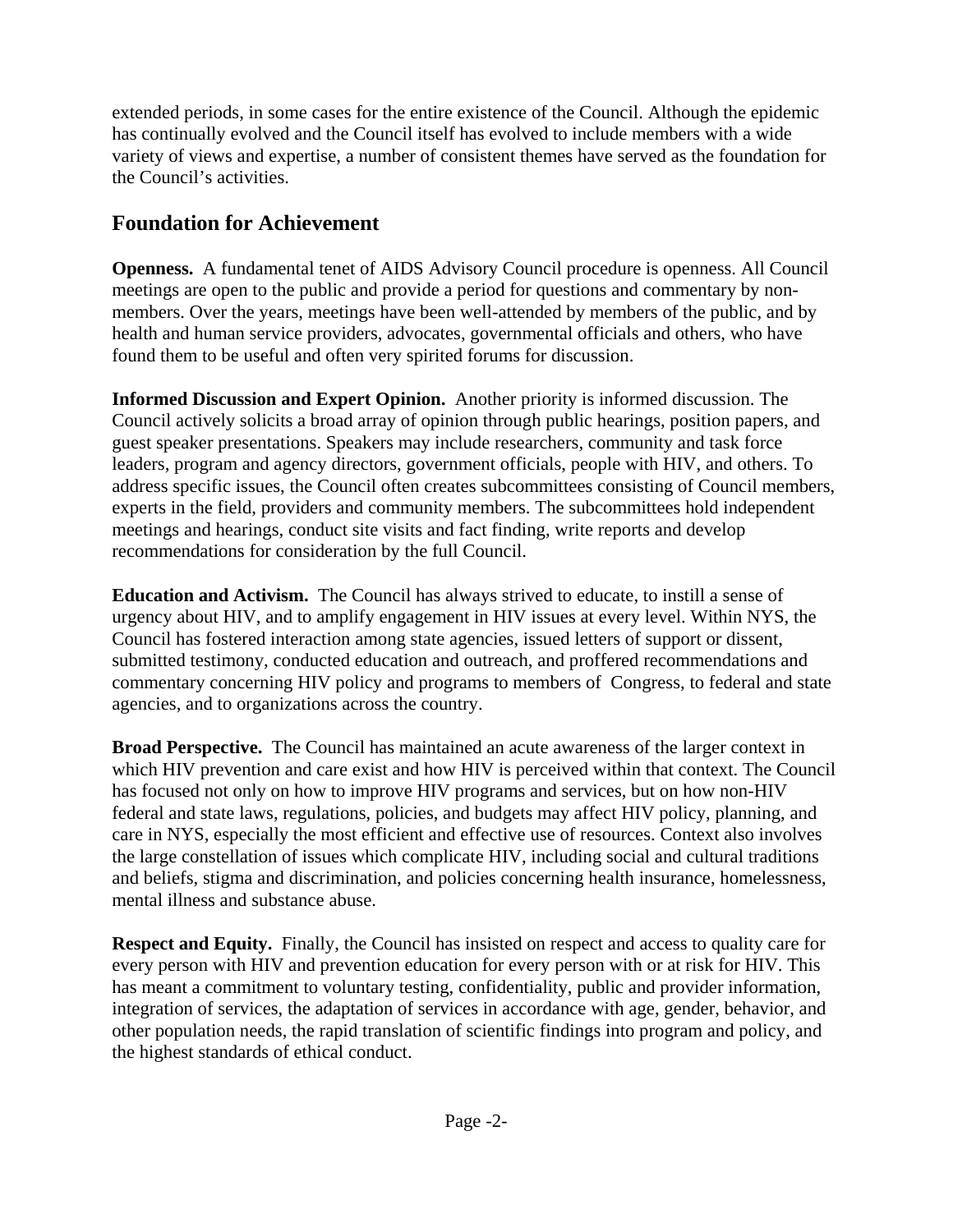extended periods, in some cases for the entire existence of the Council. Although the epidemic has continually evolved and the Council itself has evolved to include members with a wide variety of views and expertise, a number of consistent themes have served as the foundation for the Council's activities.

## Foundation for Achievement

**Openness.** A fundamental tenet of AIDS Advisory Council procedure is openness. All Council meetings are open to the public and provide a period for questions and commentary by non-members. Over the years, meetings have been well-attended by members of the public, and by health and human service providers, advocates, governmental officials and others, who have found them to be useful and often very spirited forums for discussion.

**Informed Discussion and Expert Opinion.** Another priority is informed discussion. The Council actively solicits a broad array of opinion through public hearings, position papers, and guest speaker presentations. Speakers may include researchers, community and task force leaders, program and agency directors, government officials, people with HIV, and others. To address specific issues, the Council often creates subcommittees consisting of Council members, experts in the field, providers and community members. The subcommittees hold independent meetings and hearings, conduct site visits and fact finding, write reports and develop recommendations for consideration by the full Council.

**Education and Activism.** The Council has always strived to educate, to instill a sense of urgency about HIV, and to amplify engagement in HIV issues at every level. Within NYS, the Council has fostered interaction among state agencies, issued letters of support or dissent, submitted testimony, conducted education and outreach, and proffered recommendations and commentary concerning HIV policy and programs to members of Congress, to federal and state agencies, and to organizations across the country.

**Broad Perspective.** The Council has maintained an acute awareness of the larger context in which HIV prevention and care exist and how HIV is perceived within that context. The Council has focused not only on how to improve HIV programs and services, but on how non-HIV federal and state laws, regulations, policies, and budgets may affect HIV policy, planning, and care in NYS, especially the most efficient and effective use of resources. Context also involves the large constellation of issues which complicate HIV, including social and cultural traditions and beliefs, stigma and discrimination, and policies concerning health insurance, homelessness, mental illness and substance abuse.

**Respect and Equity.** Finally, the Council has insisted on respect and access to quality care for every person with HIV and prevention education for every person with or at risk for HIV. This has meant a commitment to voluntary testing, confidentiality, public and provider information, integration of services, the adaptation of services in accordance with age, gender, behavior, and other population needs, the rapid translation of scientific findings into program and policy, and the highest standards of ethical conduct.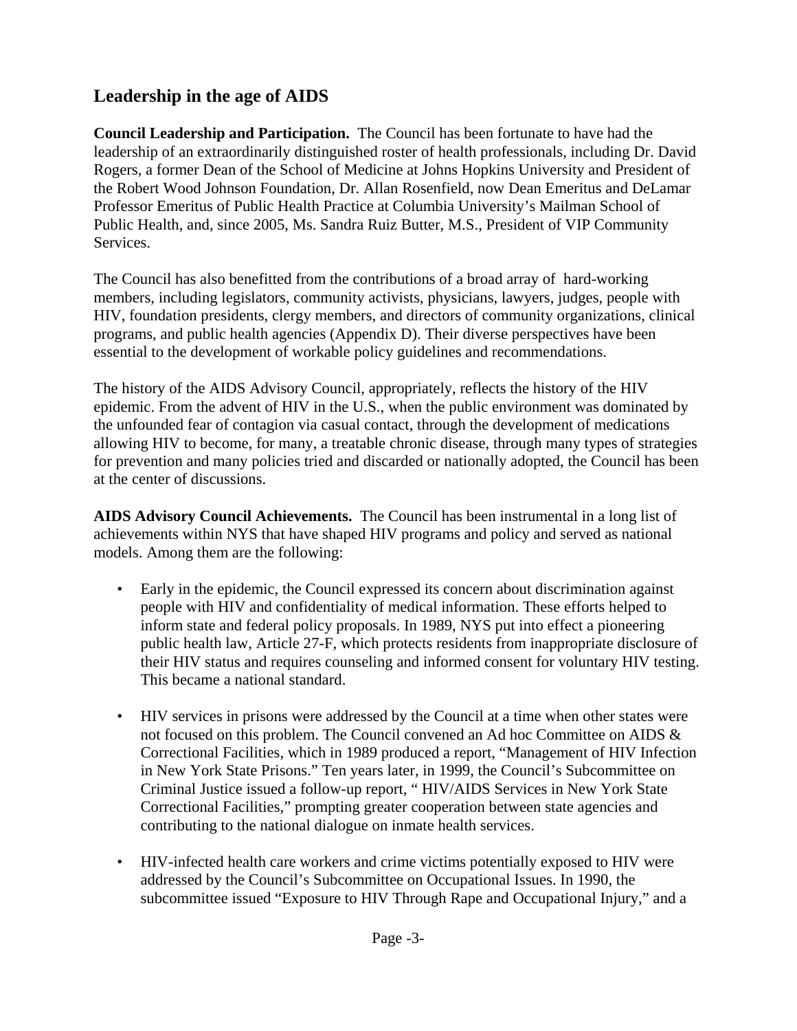## Leadership in the age of AIDS

**Council Leadership and Participation.** The Council has been fortunate to have had the leadership of an extraordinarily distinguished roster of health professionals, including Dr. David Rogers, a former Dean of the School of Medicine at Johns Hopkins University and President of the Robert Wood Johnson Foundation, Dr. Allan Rosenfield, now Dean Emeritus and DeLamar Professor Emeritus of Public Health Practice at Columbia University's Mailman School of Public Health, and, since 2005, Ms. Sandra Ruiz Butter, M.S., President of VIP Community Services.

The Council has also benefitted from the contributions of a broad array of hard-working members, including legislators, community activists, physicians, lawyers, judges, people with HIV, foundation presidents, clergy members, and directors of community organizations, clinical programs, and public health agencies (Appendix D). Their diverse perspectives have been essential to the development of workable policy guidelines and recommendations.

The history of the AIDS Advisory Council, appropriately, reflects the history of the HIV epidemic. From the advent of HIV in the U.S., when the public environment was dominated by the unfounded fear of contagion via casual contact, through the development of medications allowing HIV to become, for many, a treatable chronic disease, through many types of strategies for prevention and many policies tried and discarded or nationally adopted, the Council has been at the center of discussions.

**AIDS Advisory Council Achievements.** The Council has been instrumental in a long list of achievements within NYS that have shaped HIV programs and policy and served as national models. Among them are the following:

- Early in the epidemic, the Council expressed its concern about discrimination against people with HIV and confidentiality of medical information. These efforts helped to inform state and federal policy proposals. In 1989, NYS put into effect a pioneering public health law, Article 27-F, which protects residents from inappropriate disclosure of their HIV status and requires counseling and informed consent for voluntary HIV testing. This became a national standard.

- HIV services in prisons were addressed by the Council at a time when other states were not focused on this problem. The Council convened an Ad hoc Committee on AIDS & Correctional Facilities, which in 1989 produced a report, "Management of HIV Infection in New York State Prisons." Ten years later, in 1999, the Council's Subcommittee on Criminal Justice issued a follow-up report, " HIV/AIDS Services in New York State Correctional Facilities," prompting greater cooperation between state agencies and contributing to the national dialogue on inmate health services.

- HIV-infected health care workers and crime victims potentially exposed to HIV were addressed by the Council's Subcommittee on Occupational Issues. In 1990, the subcommittee issued "Exposure to HIV Through Rape and Occupational Injury," and a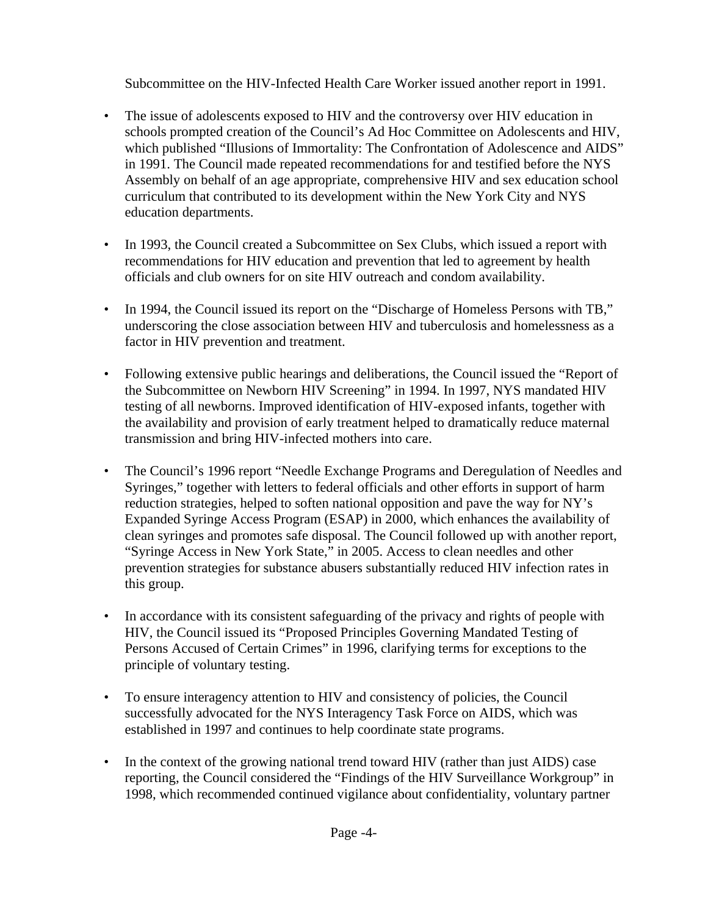Subcommittee on the HIV-Infected Health Care Worker issued another report in 1991.

- The issue of adolescents exposed to HIV and the controversy over HIV education in schools prompted creation of the Council's Ad Hoc Committee on Adolescents and HIV, which published "Illusions of Immortality: The Confrontation of Adolescence and AIDS" in 1991. The Council made repeated recommendations for and testified before the NYS Assembly on behalf of an age appropriate, comprehensive HIV and sex education school curriculum that contributed to its development within the New York City and NYS education departments.

- In 1993, the Council created a Subcommittee on Sex Clubs, which issued a report with recommendations for HIV education and prevention that led to agreement by health officials and club owners for on site HIV outreach and condom availability.

- In 1994, the Council issued its report on the "Discharge of Homeless Persons with TB," underscoring the close association between HIV and tuberculosis and homelessness as a factor in HIV prevention and treatment.

- Following extensive public hearings and deliberations, the Council issued the "Report of the Subcommittee on Newborn HIV Screening" in 1994. In 1997, NYS mandated HIV testing of all newborns. Improved identification of HIV-exposed infants, together with the availability and provision of early treatment helped to dramatically reduce maternal transmission and bring HIV-infected mothers into care.

- The Council's 1996 report "Needle Exchange Programs and Deregulation of Needles and Syringes," together with letters to federal officials and other efforts in support of harm reduction strategies, helped to soften national opposition and pave the way for NY's Expanded Syringe Access Program (ESAP) in 2000, which enhances the availability of clean syringes and promotes safe disposal. The Council followed up with another report, "Syringe Access in New York State," in 2005. Access to clean needles and other prevention strategies for substance abusers substantially reduced HIV infection rates in this group.

- In accordance with its consistent safeguarding of the privacy and rights of people with HIV, the Council issued its "Proposed Principles Governing Mandated Testing of Persons Accused of Certain Crimes" in 1996, clarifying terms for exceptions to the principle of voluntary testing.

- To ensure interagency attention to HIV and consistency of policies, the Council successfully advocated for the NYS Interagency Task Force on AIDS, which was established in 1997 and continues to help coordinate state programs.

- In the context of the growing national trend toward HIV (rather than just AIDS) case reporting, the Council considered the "Findings of the HIV Surveillance Workgroup" in 1998, which recommended continued vigilance about confidentiality, voluntary partner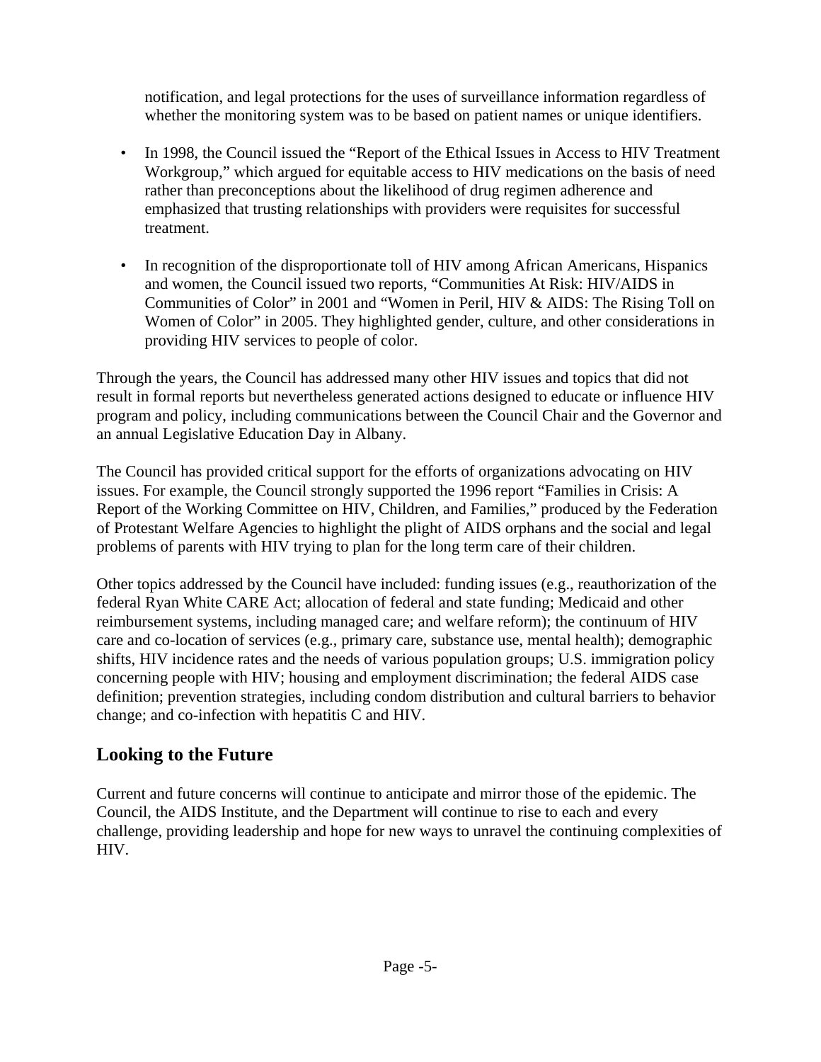notification, and legal protections for the uses of surveillance information regardless of whether the monitoring system was to be based on patient names or unique identifiers.

- In 1998, the Council issued the "Report of the Ethical Issues in Access to HIV Treatment Workgroup," which argued for equitable access to HIV medications on the basis of need rather than preconceptions about the likelihood of drug regimen adherence and emphasized that trusting relationships with providers were requisites for successful treatment.

- In recognition of the disproportionate toll of HIV among African Americans, Hispanics and women, the Council issued two reports, "Communities At Risk: HIV/AIDS in Communities of Color" in 2001 and "Women in Peril, HIV & AIDS: The Rising Toll on Women of Color" in 2005. They highlighted gender, culture, and other considerations in providing HIV services to people of color.

Through the years, the Council has addressed many other HIV issues and topics that did not result in formal reports but nevertheless generated actions designed to educate or influence HIV program and policy, including communications between the Council Chair and the Governor and an annual Legislative Education Day in Albany.

The Council has provided critical support for the efforts of organizations advocating on HIV issues. For example, the Council strongly supported the 1996 report "Families in Crisis: A Report of the Working Committee on HIV, Children, and Families," produced by the Federation of Protestant Welfare Agencies to highlight the plight of AIDS orphans and the social and legal problems of parents with HIV trying to plan for the long term care of their children.

Other topics addressed by the Council have included: funding issues (e.g., reauthorization of the federal Ryan White CARE Act; allocation of federal and state funding; Medicaid and other reimbursement systems, including managed care; and welfare reform); the continuum of HIV care and co-location of services (e.g., primary care, substance use, mental health); demographic shifts, HIV incidence rates and the needs of various population groups; U.S. immigration policy concerning people with HIV; housing and employment discrimination; the federal AIDS case definition; prevention strategies, including condom distribution and cultural barriers to behavior change; and co-infection with hepatitis C and HIV.

## Looking to the Future

Current and future concerns will continue to anticipate and mirror those of the epidemic. The Council, the AIDS Institute, and the Department will continue to rise to each and every challenge, providing leadership and hope for new ways to unravel the continuing complexities of HIV.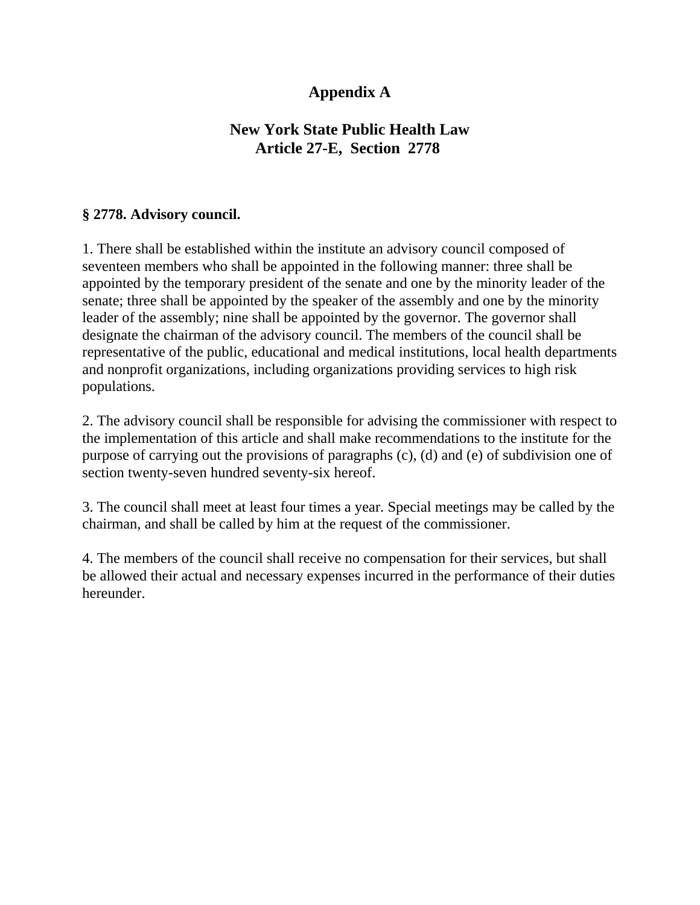# Appendix A

## New York State Public Health Law
## Article 27-E, Section 2778

**§ 2778. Advisory council.**

1. There shall be established within the institute an advisory council composed of seventeen members who shall be appointed in the following manner: three shall be appointed by the temporary president of the senate and one by the minority leader of the senate; three shall be appointed by the speaker of the assembly and one by the minority leader of the assembly; nine shall be appointed by the governor. The governor shall designate the chairman of the advisory council. The members of the council shall be representative of the public, educational and medical institutions, local health departments and nonprofit organizations, including organizations providing services to high risk populations.

2. The advisory council shall be responsible for advising the commissioner with respect to the implementation of this article and shall make recommendations to the institute for the purpose of carrying out the provisions of paragraphs (c), (d) and (e) of subdivision one of section twenty-seven hundred seventy-six hereof.

3. The council shall meet at least four times a year. Special meetings may be called by the chairman, and shall be called by him at the request of the commissioner.

4. The members of the council shall receive no compensation for their services, but shall be allowed their actual and necessary expenses incurred in the performance of their duties hereunder.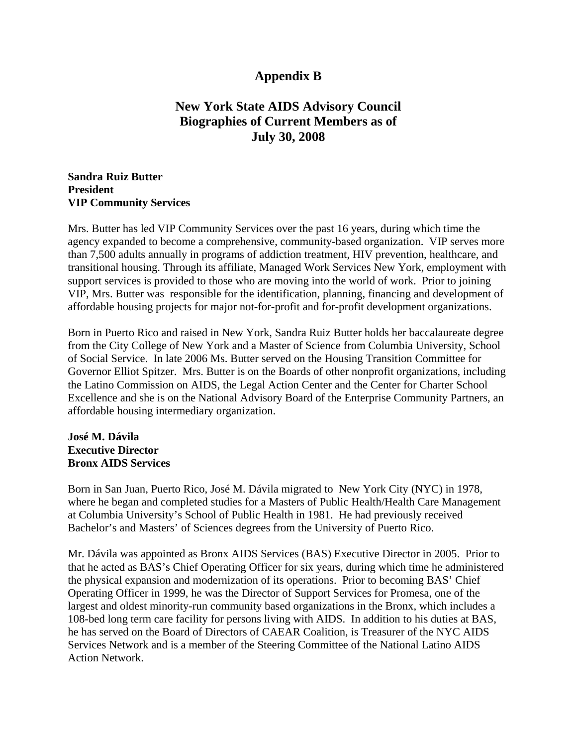# Appendix B

## New York State AIDS Advisory Council Biographies of Current Members as of July 30, 2008

**Sandra Ruiz Butter**
**President**
**VIP Community Services**

Mrs. Butter has led VIP Community Services over the past 16 years, during which time the agency expanded to become a comprehensive, community-based organization. VIP serves more than 7,500 adults annually in programs of addiction treatment, HIV prevention, healthcare, and transitional housing. Through its affiliate, Managed Work Services New York, employment with support services is provided to those who are moving into the world of work. Prior to joining VIP, Mrs. Butter was responsible for the identification, planning, financing and development of affordable housing projects for major not-for-profit and for-profit development organizations.

Born in Puerto Rico and raised in New York, Sandra Ruiz Butter holds her baccalaureate degree from the City College of New York and a Master of Science from Columbia University, School of Social Service. In late 2006 Ms. Butter served on the Housing Transition Committee for Governor Elliot Spitzer. Mrs. Butter is on the Boards of other nonprofit organizations, including the Latino Commission on AIDS, the Legal Action Center and the Center for Charter School Excellence and she is on the National Advisory Board of the Enterprise Community Partners, an affordable housing intermediary organization.

**José M. Dávila**
**Executive Director**
**Bronx AIDS Services**

Born in San Juan, Puerto Rico, José M. Dávila migrated to New York City (NYC) in 1978, where he began and completed studies for a Masters of Public Health/Health Care Management at Columbia University's School of Public Health in 1981. He had previously received Bachelor's and Masters' of Sciences degrees from the University of Puerto Rico.

Mr. Dávila was appointed as Bronx AIDS Services (BAS) Executive Director in 2005. Prior to that he acted as BAS's Chief Operating Officer for six years, during which time he administered the physical expansion and modernization of its operations. Prior to becoming BAS' Chief Operating Officer in 1999, he was the Director of Support Services for Promesa, one of the largest and oldest minority-run community based organizations in the Bronx, which includes a 108-bed long term care facility for persons living with AIDS. In addition to his duties at BAS, he has served on the Board of Directors of CAEAR Coalition, is Treasurer of the NYC AIDS Services Network and is a member of the Steering Committee of the National Latino AIDS Action Network.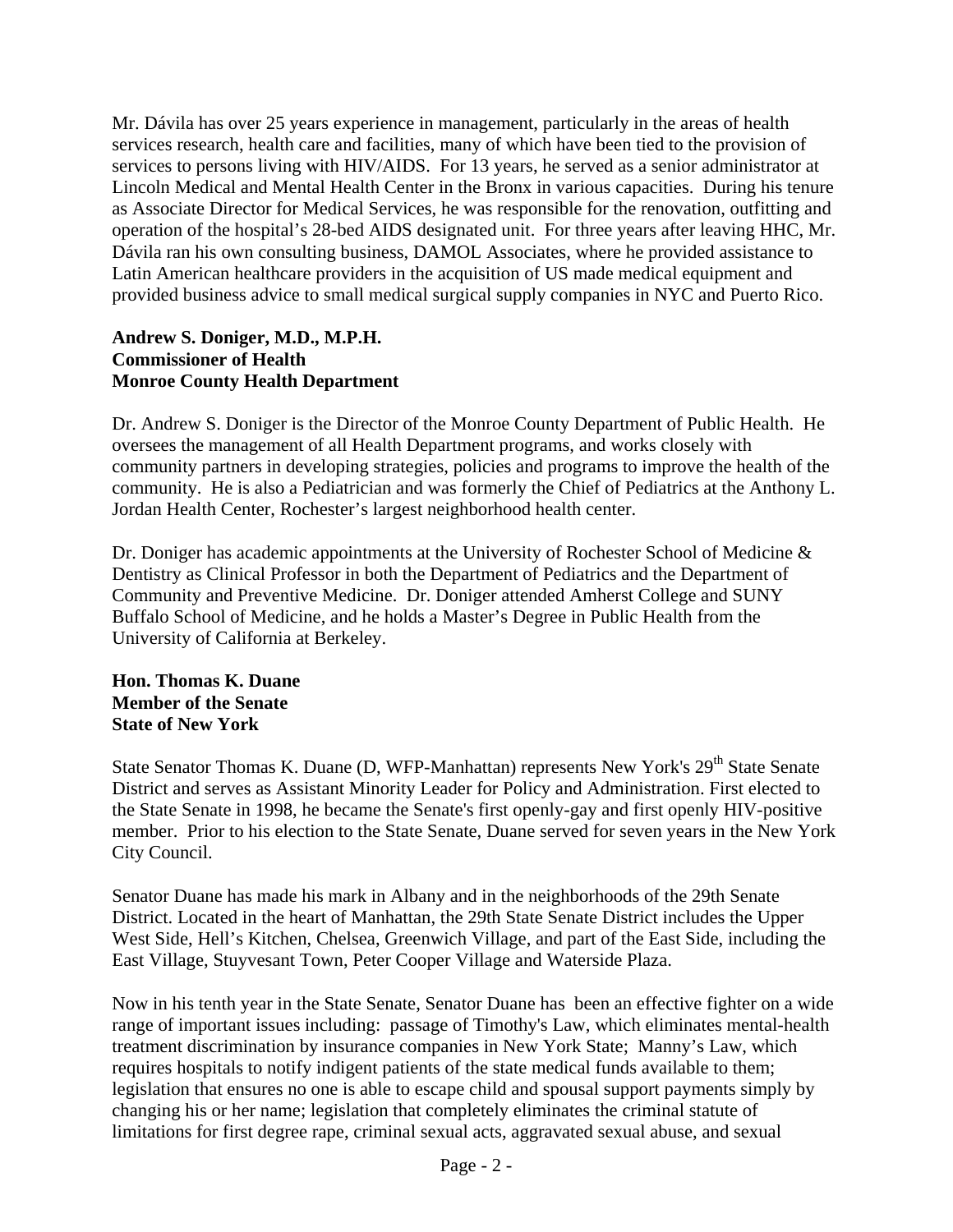Mr. Dávila has over 25 years experience in management, particularly in the areas of health services research, health care and facilities, many of which have been tied to the provision of services to persons living with HIV/AIDS. For 13 years, he served as a senior administrator at Lincoln Medical and Mental Health Center in the Bronx in various capacities. During his tenure as Associate Director for Medical Services, he was responsible for the renovation, outfitting and operation of the hospital's 28-bed AIDS designated unit. For three years after leaving HHC, Mr. Dávila ran his own consulting business, DAMOL Associates, where he provided assistance to Latin American healthcare providers in the acquisition of US made medical equipment and provided business advice to small medical surgical supply companies in NYC and Puerto Rico.

**Andrew S. Doniger, M.D., M.P.H.**
**Commissioner of Health**
**Monroe County Health Department**

Dr. Andrew S. Doniger is the Director of the Monroe County Department of Public Health. He oversees the management of all Health Department programs, and works closely with community partners in developing strategies, policies and programs to improve the health of the community. He is also a Pediatrician and was formerly the Chief of Pediatrics at the Anthony L. Jordan Health Center, Rochester's largest neighborhood health center.

Dr. Doniger has academic appointments at the University of Rochester School of Medicine & Dentistry as Clinical Professor in both the Department of Pediatrics and the Department of Community and Preventive Medicine. Dr. Doniger attended Amherst College and SUNY Buffalo School of Medicine, and he holds a Master's Degree in Public Health from the University of California at Berkeley.

**Hon. Thomas K. Duane**
**Member of the Senate**
**State of New York**

State Senator Thomas K. Duane (D, WFP-Manhattan) represents New York's 29th State Senate District and serves as Assistant Minority Leader for Policy and Administration. First elected to the State Senate in 1998, he became the Senate's first openly-gay and first openly HIV-positive member. Prior to his election to the State Senate, Duane served for seven years in the New York City Council.

Senator Duane has made his mark in Albany and in the neighborhoods of the 29th Senate District. Located in the heart of Manhattan, the 29th State Senate District includes the Upper West Side, Hell's Kitchen, Chelsea, Greenwich Village, and part of the East Side, including the East Village, Stuyvesant Town, Peter Cooper Village and Waterside Plaza.

Now in his tenth year in the State Senate, Senator Duane has been an effective fighter on a wide range of important issues including: passage of Timothy's Law, which eliminates mental-health treatment discrimination by insurance companies in New York State; Manny's Law, which requires hospitals to notify indigent patients of the state medical funds available to them; legislation that ensures no one is able to escape child and spousal support payments simply by changing his or her name; legislation that completely eliminates the criminal statute of limitations for first degree rape, criminal sexual acts, aggravated sexual abuse, and sexual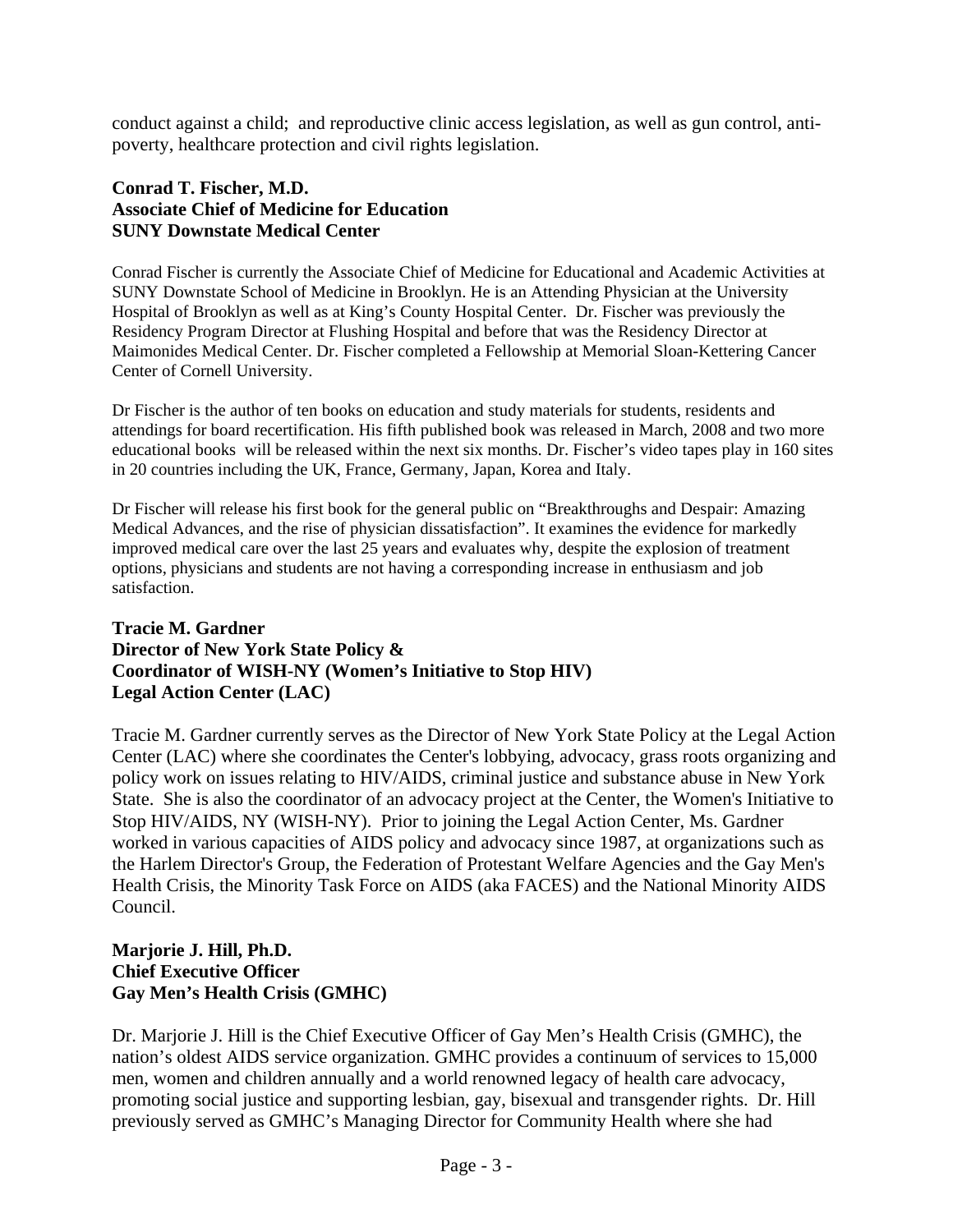conduct against a child;  and reproductive clinic access legislation, as well as gun control, anti-poverty, healthcare protection and civil rights legislation.

**Conrad T. Fischer, M.D.**
**Associate Chief of Medicine for Education**
**SUNY Downstate Medical Center**

Conrad Fischer is currently the Associate Chief of Medicine for Educational and Academic Activities at SUNY Downstate School of Medicine in Brooklyn. He is an Attending Physician at the University Hospital of Brooklyn as well as at King's County Hospital Center.  Dr. Fischer was previously the Residency Program Director at Flushing Hospital and before that was the Residency Director at Maimonides Medical Center. Dr. Fischer completed a Fellowship at Memorial Sloan-Kettering Cancer Center of Cornell University.

Dr Fischer is the author of ten books on education and study materials for students, residents and attendings for board recertification. His fifth published book was released in March, 2008 and two more educational books  will be released within the next six months. Dr. Fischer's video tapes play in 160 sites in 20 countries including the UK, France, Germany, Japan, Korea and Italy.

Dr Fischer will release his first book for the general public on "Breakthroughs and Despair: Amazing Medical Advances, and the rise of physician dissatisfaction". It examines the evidence for markedly improved medical care over the last 25 years and evaluates why, despite the explosion of treatment options, physicians and students are not having a corresponding increase in enthusiasm and job satisfaction.

**Tracie M. Gardner**
**Director of New York State Policy &**
**Coordinator of WISH-NY (Women's Initiative to Stop HIV)**
**Legal Action Center (LAC)**

Tracie M. Gardner currently serves as the Director of New York State Policy at the Legal Action Center (LAC) where she coordinates the Center's lobbying, advocacy, grass roots organizing and policy work on issues relating to HIV/AIDS, criminal justice and substance abuse in New York State.  She is also the coordinator of an advocacy project at the Center, the Women's Initiative to Stop HIV/AIDS, NY (WISH-NY).  Prior to joining the Legal Action Center, Ms. Gardner worked in various capacities of AIDS policy and advocacy since 1987, at organizations such as the Harlem Director's Group, the Federation of Protestant Welfare Agencies and the Gay Men's Health Crisis, the Minority Task Force on AIDS (aka FACES) and the National Minority AIDS Council.

**Marjorie J. Hill, Ph.D.**
**Chief Executive Officer**
**Gay Men's Health Crisis (GMHC)**

Dr. Marjorie J. Hill is the Chief Executive Officer of Gay Men's Health Crisis (GMHC), the nation's oldest AIDS service organization. GMHC provides a continuum of services to 15,000 men, women and children annually and a world renowned legacy of health care advocacy, promoting social justice and supporting lesbian, gay, bisexual and transgender rights.  Dr. Hill previously served as GMHC's Managing Director for Community Health where she had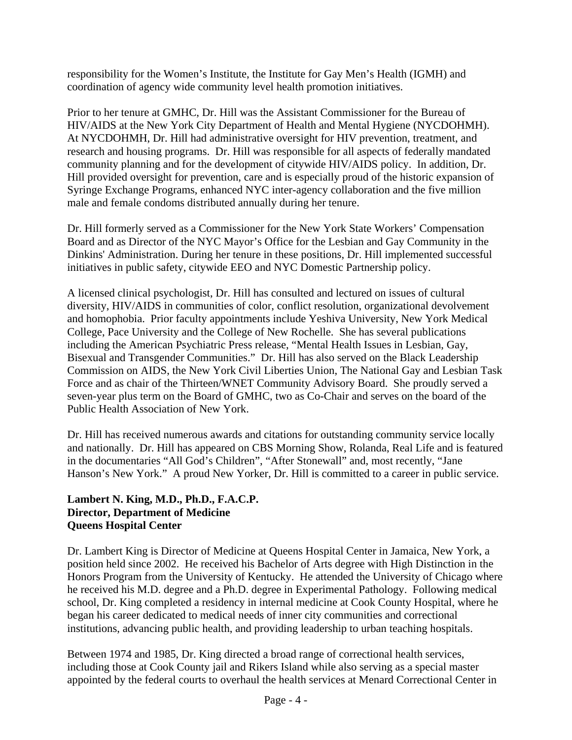responsibility for the Women's Institute, the Institute for Gay Men's Health (IGMH) and coordination of agency wide community level health promotion initiatives.

Prior to her tenure at GMHC, Dr. Hill was the Assistant Commissioner for the Bureau of HIV/AIDS at the New York City Department of Health and Mental Hygiene (NYCDOHMH). At NYCDOHMH, Dr. Hill had administrative oversight for HIV prevention, treatment, and research and housing programs. Dr. Hill was responsible for all aspects of federally mandated community planning and for the development of citywide HIV/AIDS policy. In addition, Dr. Hill provided oversight for prevention, care and is especially proud of the historic expansion of Syringe Exchange Programs, enhanced NYC inter-agency collaboration and the five million male and female condoms distributed annually during her tenure.

Dr. Hill formerly served as a Commissioner for the New York State Workers' Compensation Board and as Director of the NYC Mayor's Office for the Lesbian and Gay Community in the Dinkins' Administration. During her tenure in these positions, Dr. Hill implemented successful initiatives in public safety, citywide EEO and NYC Domestic Partnership policy.

A licensed clinical psychologist, Dr. Hill has consulted and lectured on issues of cultural diversity, HIV/AIDS in communities of color, conflict resolution, organizational devolvement and homophobia. Prior faculty appointments include Yeshiva University, New York Medical College, Pace University and the College of New Rochelle. She has several publications including the American Psychiatric Press release, "Mental Health Issues in Lesbian, Gay, Bisexual and Transgender Communities." Dr. Hill has also served on the Black Leadership Commission on AIDS, the New York Civil Liberties Union, The National Gay and Lesbian Task Force and as chair of the Thirteen/WNET Community Advisory Board. She proudly served a seven-year plus term on the Board of GMHC, two as Co-Chair and serves on the board of the Public Health Association of New York.

Dr. Hill has received numerous awards and citations for outstanding community service locally and nationally. Dr. Hill has appeared on CBS Morning Show, Rolanda, Real Life and is featured in the documentaries "All God's Children", "After Stonewall" and, most recently, "Jane Hanson's New York." A proud New Yorker, Dr. Hill is committed to a career in public service.

**Lambert N. King, M.D., Ph.D., F.A.C.P.**
**Director, Department of Medicine**
**Queens Hospital Center**

Dr. Lambert King is Director of Medicine at Queens Hospital Center in Jamaica, New York, a position held since 2002. He received his Bachelor of Arts degree with High Distinction in the Honors Program from the University of Kentucky. He attended the University of Chicago where he received his M.D. degree and a Ph.D. degree in Experimental Pathology. Following medical school, Dr. King completed a residency in internal medicine at Cook County Hospital, where he began his career dedicated to medical needs of inner city communities and correctional institutions, advancing public health, and providing leadership to urban teaching hospitals.

Between 1974 and 1985, Dr. King directed a broad range of correctional health services, including those at Cook County jail and Rikers Island while also serving as a special master appointed by the federal courts to overhaul the health services at Menard Correctional Center in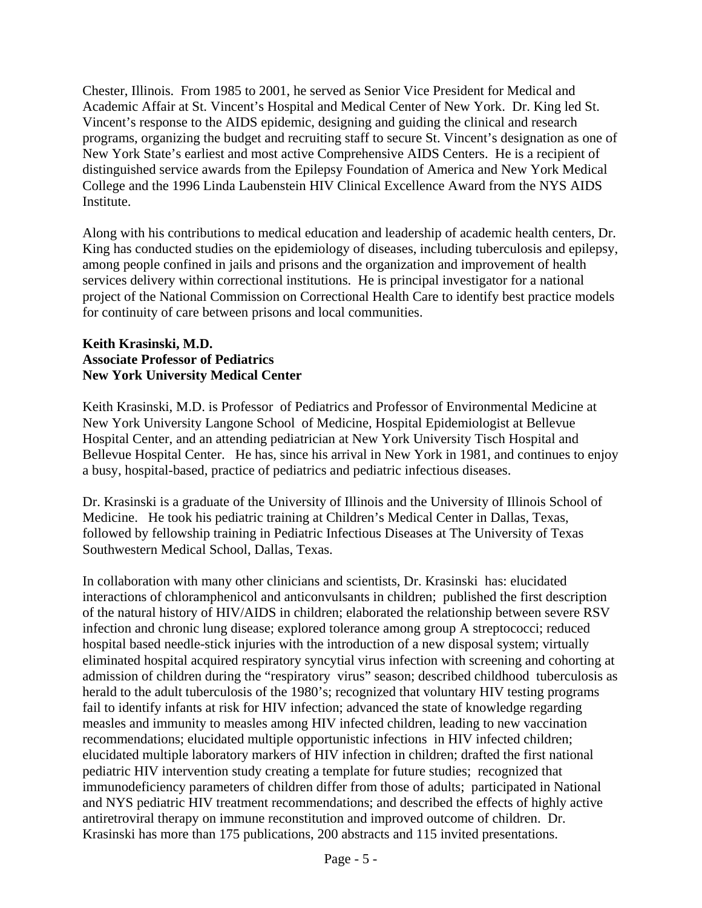Chester, Illinois. From 1985 to 2001, he served as Senior Vice President for Medical and Academic Affair at St. Vincent's Hospital and Medical Center of New York. Dr. King led St. Vincent's response to the AIDS epidemic, designing and guiding the clinical and research programs, organizing the budget and recruiting staff to secure St. Vincent's designation as one of New York State's earliest and most active Comprehensive AIDS Centers. He is a recipient of distinguished service awards from the Epilepsy Foundation of America and New York Medical College and the 1996 Linda Laubenstein HIV Clinical Excellence Award from the NYS AIDS Institute.

Along with his contributions to medical education and leadership of academic health centers, Dr. King has conducted studies on the epidemiology of diseases, including tuberculosis and epilepsy, among people confined in jails and prisons and the organization and improvement of health services delivery within correctional institutions. He is principal investigator for a national project of the National Commission on Correctional Health Care to identify best practice models for continuity of care between prisons and local communities.

**Keith Krasinski, M.D.**
**Associate Professor of Pediatrics**
**New York University Medical Center**

Keith Krasinski, M.D. is Professor of Pediatrics and Professor of Environmental Medicine at New York University Langone School of Medicine, Hospital Epidemiologist at Bellevue Hospital Center, and an attending pediatrician at New York University Tisch Hospital and Bellevue Hospital Center. He has, since his arrival in New York in 1981, and continues to enjoy a busy, hospital-based, practice of pediatrics and pediatric infectious diseases.

Dr. Krasinski is a graduate of the University of Illinois and the University of Illinois School of Medicine. He took his pediatric training at Children's Medical Center in Dallas, Texas, followed by fellowship training in Pediatric Infectious Diseases at The University of Texas Southwestern Medical School, Dallas, Texas.

In collaboration with many other clinicians and scientists, Dr. Krasinski has: elucidated interactions of chloramphenicol and anticonvulsants in children; published the first description of the natural history of HIV/AIDS in children; elaborated the relationship between severe RSV infection and chronic lung disease; explored tolerance among group A streptococci; reduced hospital based needle-stick injuries with the introduction of a new disposal system; virtually eliminated hospital acquired respiratory syncytial virus infection with screening and cohorting at admission of children during the "respiratory virus" season; described childhood tuberculosis as herald to the adult tuberculosis of the 1980's; recognized that voluntary HIV testing programs fail to identify infants at risk for HIV infection; advanced the state of knowledge regarding measles and immunity to measles among HIV infected children, leading to new vaccination recommendations; elucidated multiple opportunistic infections in HIV infected children; elucidated multiple laboratory markers of HIV infection in children; drafted the first national pediatric HIV intervention study creating a template for future studies; recognized that immunodeficiency parameters of children differ from those of adults; participated in National and NYS pediatric HIV treatment recommendations; and described the effects of highly active antiretroviral therapy on immune reconstitution and improved outcome of children. Dr. Krasinski has more than 175 publications, 200 abstracts and 115 invited presentations.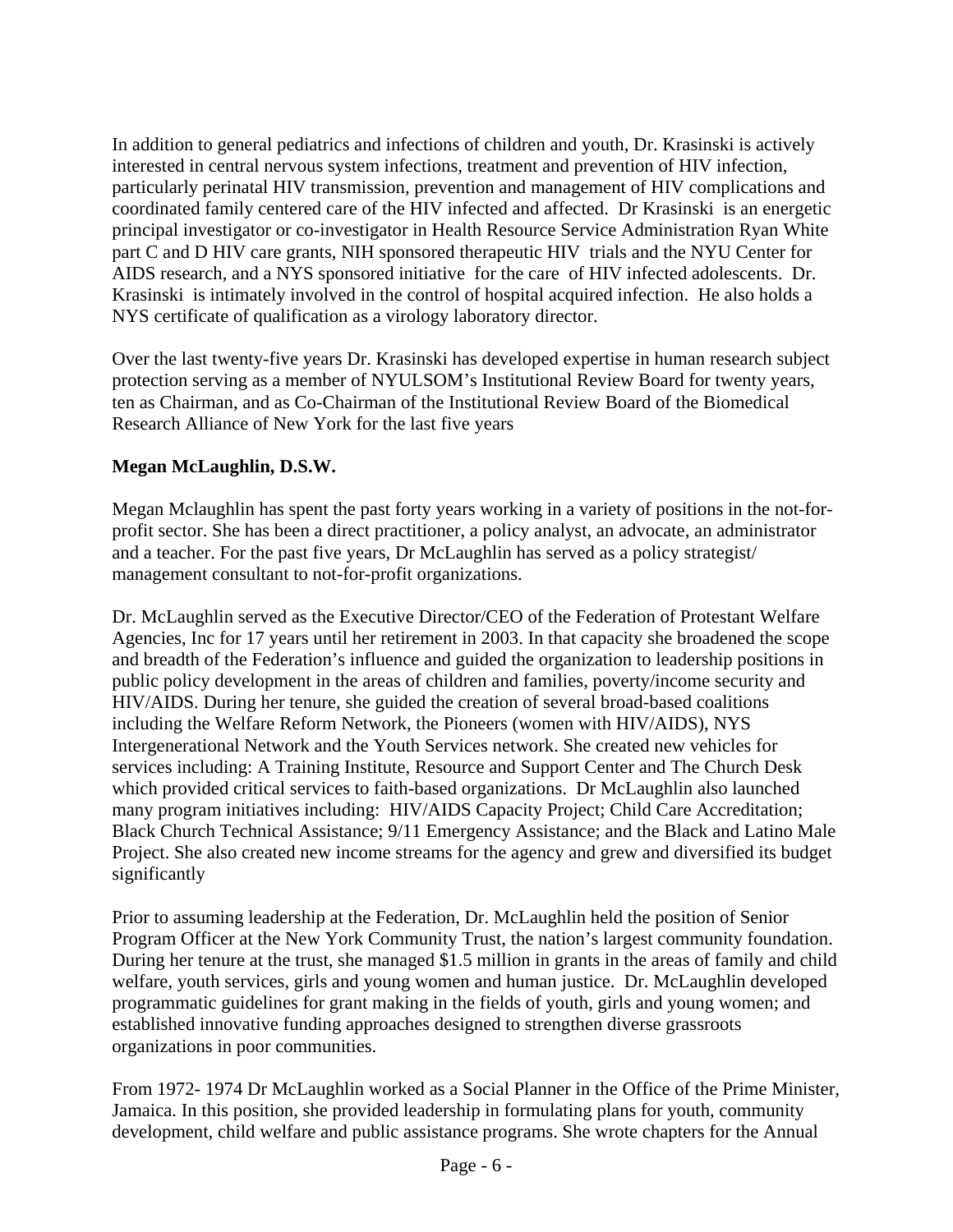In addition to general pediatrics and infections of children and youth, Dr. Krasinski is actively interested in central nervous system infections, treatment and prevention of HIV infection, particularly perinatal HIV transmission, prevention and management of HIV complications and coordinated family centered care of the HIV infected and affected. Dr Krasinski is an energetic principal investigator or co-investigator in Health Resource Service Administration Ryan White part C and D HIV care grants, NIH sponsored therapeutic HIV trials and the NYU Center for AIDS research, and a NYS sponsored initiative for the care of HIV infected adolescents. Dr. Krasinski is intimately involved in the control of hospital acquired infection. He also holds a NYS certificate of qualification as a virology laboratory director.

Over the last twenty-five years Dr. Krasinski has developed expertise in human research subject protection serving as a member of NYULSOM's Institutional Review Board for twenty years, ten as Chairman, and as Co-Chairman of the Institutional Review Board of the Biomedical Research Alliance of New York for the last five years

**Megan McLaughlin, D.S.W.**

Megan Mclaughlin has spent the past forty years working in a variety of positions in the not-for-profit sector. She has been a direct practitioner, a policy analyst, an advocate, an administrator and a teacher. For the past five years, Dr McLaughlin has served as a policy strategist/ management consultant to not-for-profit organizations.

Dr. McLaughlin served as the Executive Director/CEO of the Federation of Protestant Welfare Agencies, Inc for 17 years until her retirement in 2003. In that capacity she broadened the scope and breadth of the Federation's influence and guided the organization to leadership positions in public policy development in the areas of children and families, poverty/income security and HIV/AIDS. During her tenure, she guided the creation of several broad-based coalitions including the Welfare Reform Network, the Pioneers (women with HIV/AIDS), NYS Intergenerational Network and the Youth Services network. She created new vehicles for services including: A Training Institute, Resource and Support Center and The Church Desk which provided critical services to faith-based organizations. Dr McLaughlin also launched many program initiatives including: HIV/AIDS Capacity Project; Child Care Accreditation; Black Church Technical Assistance; 9/11 Emergency Assistance; and the Black and Latino Male Project. She also created new income streams for the agency and grew and diversified its budget significantly

Prior to assuming leadership at the Federation, Dr. McLaughlin held the position of Senior Program Officer at the New York Community Trust, the nation's largest community foundation. During her tenure at the trust, she managed $1.5 million in grants in the areas of family and child welfare, youth services, girls and young women and human justice. Dr. McLaughlin developed programmatic guidelines for grant making in the fields of youth, girls and young women; and established innovative funding approaches designed to strengthen diverse grassroots organizations in poor communities.

From 1972- 1974 Dr McLaughlin worked as a Social Planner in the Office of the Prime Minister, Jamaica. In this position, she provided leadership in formulating plans for youth, community development, child welfare and public assistance programs. She wrote chapters for the Annual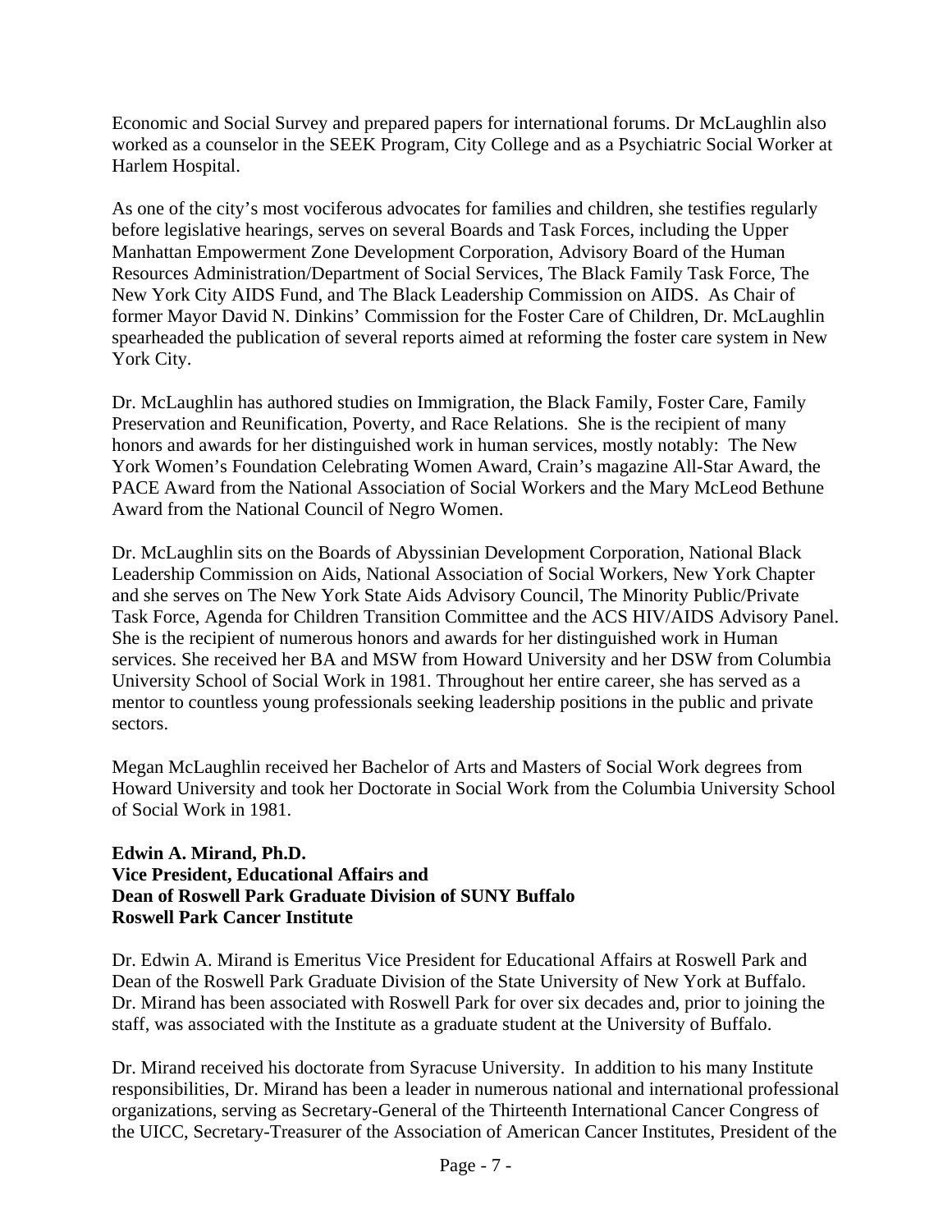Economic and Social Survey and prepared papers for international forums. Dr McLaughlin also worked as a counselor in the SEEK Program, City College and as a Psychiatric Social Worker at Harlem Hospital.

As one of the city's most vociferous advocates for families and children, she testifies regularly before legislative hearings, serves on several Boards and Task Forces, including the Upper Manhattan Empowerment Zone Development Corporation, Advisory Board of the Human Resources Administration/Department of Social Services, The Black Family Task Force, The New York City AIDS Fund, and The Black Leadership Commission on AIDS. As Chair of former Mayor David N. Dinkins' Commission for the Foster Care of Children, Dr. McLaughlin spearheaded the publication of several reports aimed at reforming the foster care system in New York City.

Dr. McLaughlin has authored studies on Immigration, the Black Family, Foster Care, Family Preservation and Reunification, Poverty, and Race Relations. She is the recipient of many honors and awards for her distinguished work in human services, mostly notably: The New York Women's Foundation Celebrating Women Award, Crain's magazine All-Star Award, the PACE Award from the National Association of Social Workers and the Mary McLeod Bethune Award from the National Council of Negro Women.

Dr. McLaughlin sits on the Boards of Abyssinian Development Corporation, National Black Leadership Commission on Aids, National Association of Social Workers, New York Chapter and she serves on The New York State Aids Advisory Council, The Minority Public/Private Task Force, Agenda for Children Transition Committee and the ACS HIV/AIDS Advisory Panel. She is the recipient of numerous honors and awards for her distinguished work in Human services. She received her BA and MSW from Howard University and her DSW from Columbia University School of Social Work in 1981. Throughout her entire career, she has served as a mentor to countless young professionals seeking leadership positions in the public and private sectors.

Megan McLaughlin received her Bachelor of Arts and Masters of Social Work degrees from Howard University and took her Doctorate in Social Work from the Columbia University School of Social Work in 1981.

**Edwin A. Mirand, Ph.D.**
**Vice President, Educational Affairs and**
**Dean of Roswell Park Graduate Division of SUNY Buffalo**
**Roswell Park Cancer Institute**

Dr. Edwin A. Mirand is Emeritus Vice President for Educational Affairs at Roswell Park and Dean of the Roswell Park Graduate Division of the State University of New York at Buffalo. Dr. Mirand has been associated with Roswell Park for over six decades and, prior to joining the staff, was associated with the Institute as a graduate student at the University of Buffalo.

Dr. Mirand received his doctorate from Syracuse University. In addition to his many Institute responsibilities, Dr. Mirand has been a leader in numerous national and international professional organizations, serving as Secretary-General of the Thirteenth International Cancer Congress of the UICC, Secretary-Treasurer of the Association of American Cancer Institutes, President of the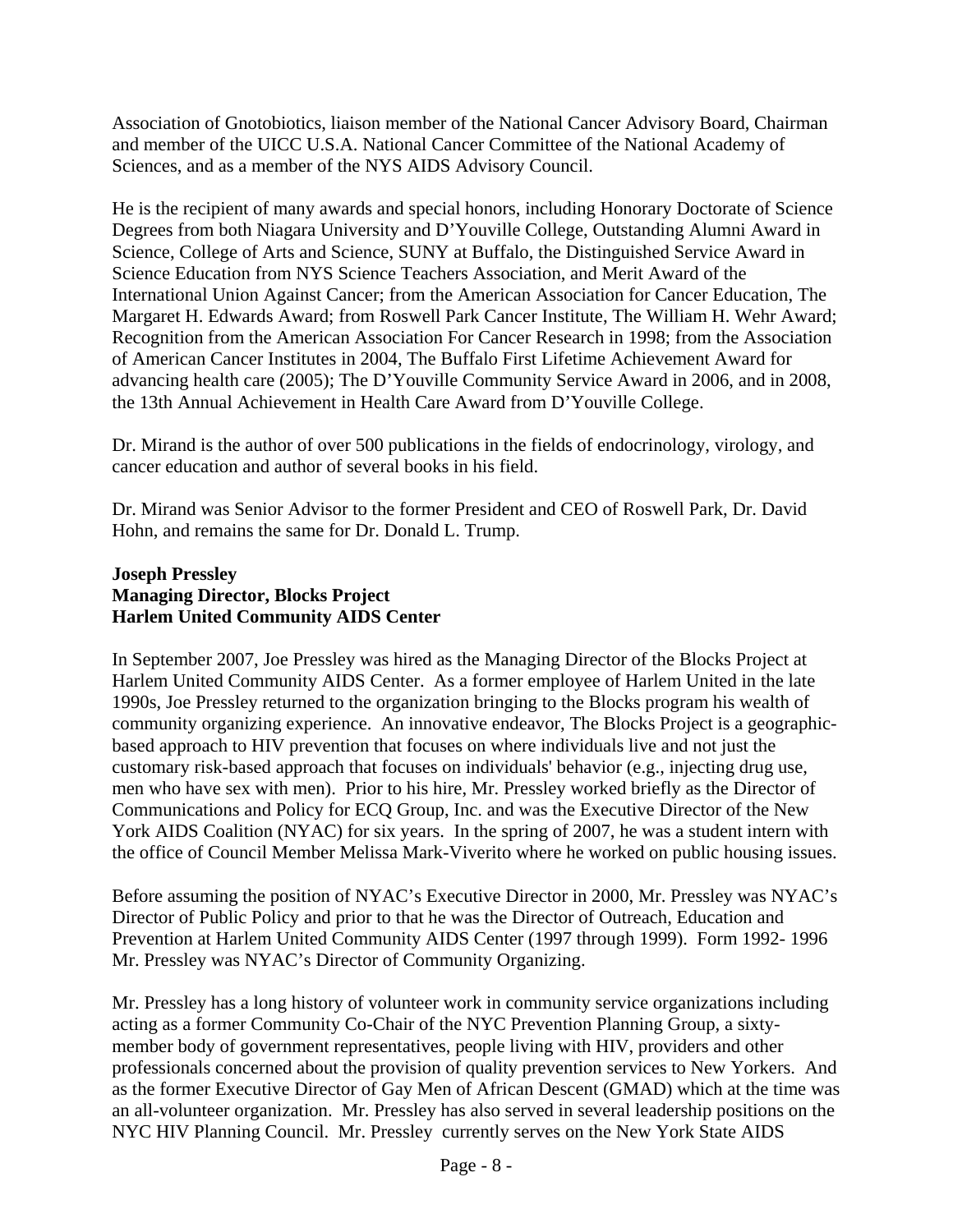Association of Gnotobiotics, liaison member of the National Cancer Advisory Board, Chairman and member of the UICC U.S.A. National Cancer Committee of the National Academy of Sciences, and as a member of the NYS AIDS Advisory Council.

He is the recipient of many awards and special honors, including Honorary Doctorate of Science Degrees from both Niagara University and D'Youville College, Outstanding Alumni Award in Science, College of Arts and Science, SUNY at Buffalo, the Distinguished Service Award in Science Education from NYS Science Teachers Association, and Merit Award of the International Union Against Cancer; from the American Association for Cancer Education, The Margaret H. Edwards Award; from Roswell Park Cancer Institute, The William H. Wehr Award; Recognition from the American Association For Cancer Research in 1998; from the Association of American Cancer Institutes in 2004, The Buffalo First Lifetime Achievement Award for advancing health care (2005); The D'Youville Community Service Award in 2006, and in 2008, the 13th Annual Achievement in Health Care Award from D'Youville College.

Dr. Mirand is the author of over 500 publications in the fields of endocrinology, virology, and cancer education and author of several books in his field.

Dr. Mirand was Senior Advisor to the former President and CEO of Roswell Park, Dr. David Hohn, and remains the same for Dr. Donald L. Trump.

**Joseph Pressley**
**Managing Director, Blocks Project**
**Harlem United Community AIDS Center**

In September 2007, Joe Pressley was hired as the Managing Director of the Blocks Project at Harlem United Community AIDS Center. As a former employee of Harlem United in the late 1990s, Joe Pressley returned to the organization bringing to the Blocks program his wealth of community organizing experience. An innovative endeavor, The Blocks Project is a geographic-based approach to HIV prevention that focuses on where individuals live and not just the customary risk-based approach that focuses on individuals' behavior (e.g., injecting drug use, men who have sex with men). Prior to his hire, Mr. Pressley worked briefly as the Director of Communications and Policy for ECQ Group, Inc. and was the Executive Director of the New York AIDS Coalition (NYAC) for six years. In the spring of 2007, he was a student intern with the office of Council Member Melissa Mark-Viverito where he worked on public housing issues.

Before assuming the position of NYAC's Executive Director in 2000, Mr. Pressley was NYAC's Director of Public Policy and prior to that he was the Director of Outreach, Education and Prevention at Harlem United Community AIDS Center (1997 through 1999). Form 1992- 1996 Mr. Pressley was NYAC's Director of Community Organizing.

Mr. Pressley has a long history of volunteer work in community service organizations including acting as a former Community Co-Chair of the NYC Prevention Planning Group, a sixty-member body of government representatives, people living with HIV, providers and other professionals concerned about the provision of quality prevention services to New Yorkers. And as the former Executive Director of Gay Men of African Descent (GMAD) which at the time was an all-volunteer organization. Mr. Pressley has also served in several leadership positions on the NYC HIV Planning Council. Mr. Pressley currently serves on the New York State AIDS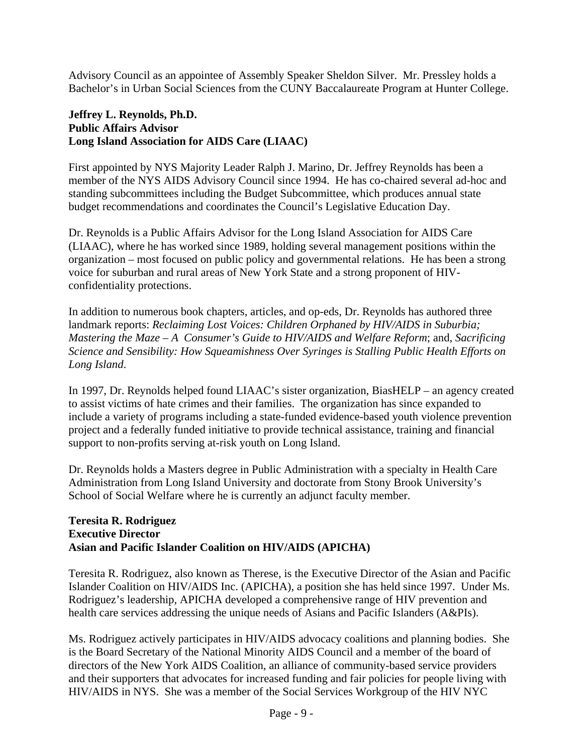Advisory Council as an appointee of Assembly Speaker Sheldon Silver. Mr. Pressley holds a Bachelor's in Urban Social Sciences from the CUNY Baccalaureate Program at Hunter College.

**Jeffrey L. Reynolds, Ph.D.**
**Public Affairs Advisor**
**Long Island Association for AIDS Care (LIAAC)**

First appointed by NYS Majority Leader Ralph J. Marino, Dr. Jeffrey Reynolds has been a member of the NYS AIDS Advisory Council since 1994. He has co-chaired several ad-hoc and standing subcommittees including the Budget Subcommittee, which produces annual state budget recommendations and coordinates the Council's Legislative Education Day.

Dr. Reynolds is a Public Affairs Advisor for the Long Island Association for AIDS Care (LIAAC), where he has worked since 1989, holding several management positions within the organization – most focused on public policy and governmental relations. He has been a strong voice for suburban and rural areas of New York State and a strong proponent of HIV-confidentiality protections.

In addition to numerous book chapters, articles, and op-eds, Dr. Reynolds has authored three landmark reports: *Reclaiming Lost Voices: Children Orphaned by HIV/AIDS in Suburbia; Mastering the Maze – A Consumer's Guide to HIV/AIDS and Welfare Reform*; and, *Sacrificing Science and Sensibility: How Squeamishness Over Syringes is Stalling Public Health Efforts on Long Island*.

In 1997, Dr. Reynolds helped found LIAAC's sister organization, BiasHELP – an agency created to assist victims of hate crimes and their families. The organization has since expanded to include a variety of programs including a state-funded evidence-based youth violence prevention project and a federally funded initiative to provide technical assistance, training and financial support to non-profits serving at-risk youth on Long Island.

Dr. Reynolds holds a Masters degree in Public Administration with a specialty in Health Care Administration from Long Island University and doctorate from Stony Brook University's School of Social Welfare where he is currently an adjunct faculty member.

**Teresita R. Rodriguez**
**Executive Director**
**Asian and Pacific Islander Coalition on HIV/AIDS (APICHA)**

Teresita R. Rodriguez, also known as Therese, is the Executive Director of the Asian and Pacific Islander Coalition on HIV/AIDS Inc. (APICHA), a position she has held since 1997. Under Ms. Rodriguez's leadership, APICHA developed a comprehensive range of HIV prevention and health care services addressing the unique needs of Asians and Pacific Islanders (A&PIs).

Ms. Rodriguez actively participates in HIV/AIDS advocacy coalitions and planning bodies. She is the Board Secretary of the National Minority AIDS Council and a member of the board of directors of the New York AIDS Coalition, an alliance of community-based service providers and their supporters that advocates for increased funding and fair policies for people living with HIV/AIDS in NYS. She was a member of the Social Services Workgroup of the HIV NYC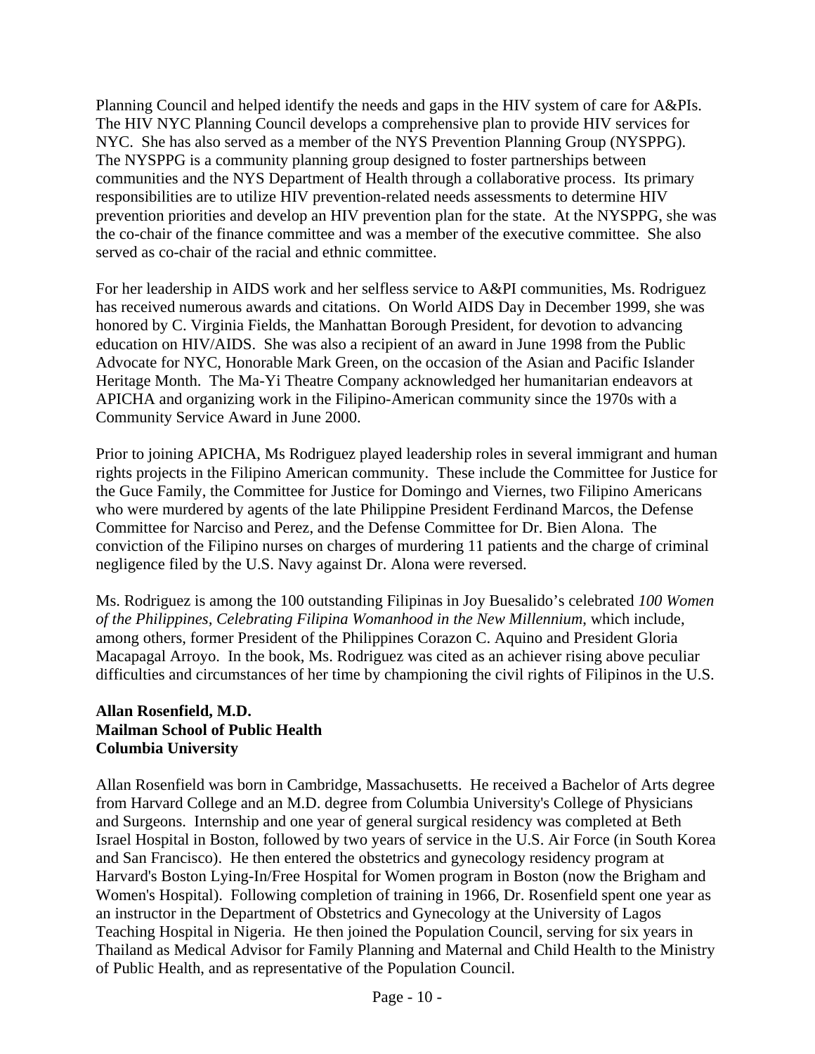Planning Council and helped identify the needs and gaps in the HIV system of care for A&PIs. The HIV NYC Planning Council develops a comprehensive plan to provide HIV services for NYC. She has also served as a member of the NYS Prevention Planning Group (NYSPPG). The NYSPPG is a community planning group designed to foster partnerships between communities and the NYS Department of Health through a collaborative process. Its primary responsibilities are to utilize HIV prevention-related needs assessments to determine HIV prevention priorities and develop an HIV prevention plan for the state. At the NYSPPG, she was the co-chair of the finance committee and was a member of the executive committee. She also served as co-chair of the racial and ethnic committee.

For her leadership in AIDS work and her selfless service to A&PI communities, Ms. Rodriguez has received numerous awards and citations. On World AIDS Day in December 1999, she was honored by C. Virginia Fields, the Manhattan Borough President, for devotion to advancing education on HIV/AIDS. She was also a recipient of an award in June 1998 from the Public Advocate for NYC, Honorable Mark Green, on the occasion of the Asian and Pacific Islander Heritage Month. The Ma-Yi Theatre Company acknowledged her humanitarian endeavors at APICHA and organizing work in the Filipino-American community since the 1970s with a Community Service Award in June 2000.

Prior to joining APICHA, Ms Rodriguez played leadership roles in several immigrant and human rights projects in the Filipino American community. These include the Committee for Justice for the Guce Family, the Committee for Justice for Domingo and Viernes, two Filipino Americans who were murdered by agents of the late Philippine President Ferdinand Marcos, the Defense Committee for Narciso and Perez, and the Defense Committee for Dr. Bien Alona. The conviction of the Filipino nurses on charges of murdering 11 patients and the charge of criminal negligence filed by the U.S. Navy against Dr. Alona were reversed.

Ms. Rodriguez is among the 100 outstanding Filipinas in Joy Buesalido's celebrated *100 Women of the Philippines, Celebrating Filipina Womanhood in the New Millennium*, which include, among others, former President of the Philippines Corazon C. Aquino and President Gloria Macapagal Arroyo. In the book, Ms. Rodriguez was cited as an achiever rising above peculiar difficulties and circumstances of her time by championing the civil rights of Filipinos in the U.S.

**Allan Rosenfield, M.D.**
**Mailman School of Public Health**
**Columbia University**

Allan Rosenfield was born in Cambridge, Massachusetts. He received a Bachelor of Arts degree from Harvard College and an M.D. degree from Columbia University's College of Physicians and Surgeons. Internship and one year of general surgical residency was completed at Beth Israel Hospital in Boston, followed by two years of service in the U.S. Air Force (in South Korea and San Francisco). He then entered the obstetrics and gynecology residency program at Harvard's Boston Lying-In/Free Hospital for Women program in Boston (now the Brigham and Women's Hospital). Following completion of training in 1966, Dr. Rosenfield spent one year as an instructor in the Department of Obstetrics and Gynecology at the University of Lagos Teaching Hospital in Nigeria. He then joined the Population Council, serving for six years in Thailand as Medical Advisor for Family Planning and Maternal and Child Health to the Ministry of Public Health, and as representative of the Population Council.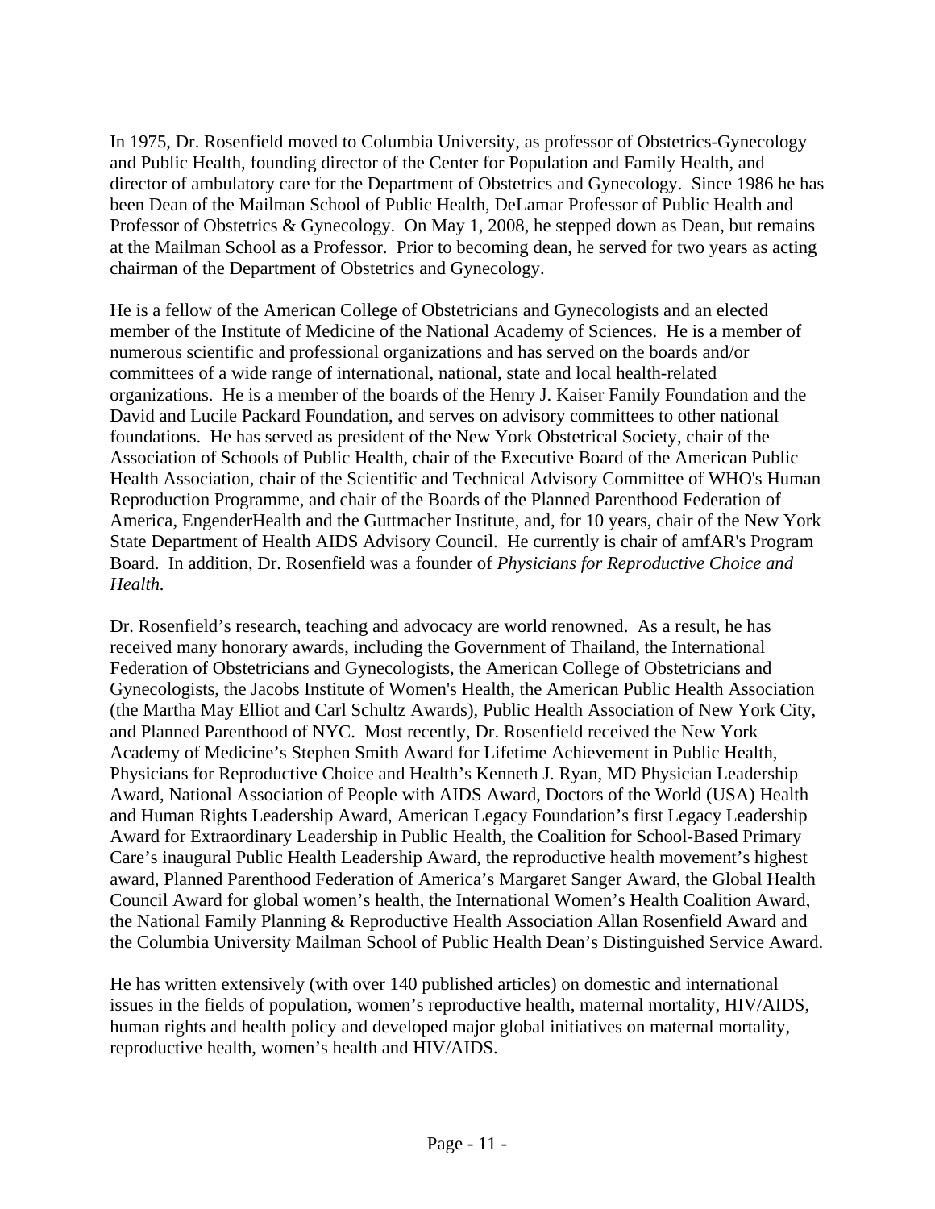In 1975, Dr. Rosenfield moved to Columbia University, as professor of Obstetrics-Gynecology and Public Health, founding director of the Center for Population and Family Health, and director of ambulatory care for the Department of Obstetrics and Gynecology. Since 1986 he has been Dean of the Mailman School of Public Health, DeLamar Professor of Public Health and Professor of Obstetrics & Gynecology. On May 1, 2008, he stepped down as Dean, but remains at the Mailman School as a Professor. Prior to becoming dean, he served for two years as acting chairman of the Department of Obstetrics and Gynecology.

He is a fellow of the American College of Obstetricians and Gynecologists and an elected member of the Institute of Medicine of the National Academy of Sciences. He is a member of numerous scientific and professional organizations and has served on the boards and/or committees of a wide range of international, national, state and local health-related organizations. He is a member of the boards of the Henry J. Kaiser Family Foundation and the David and Lucile Packard Foundation, and serves on advisory committees to other national foundations. He has served as president of the New York Obstetrical Society, chair of the Association of Schools of Public Health, chair of the Executive Board of the American Public Health Association, chair of the Scientific and Technical Advisory Committee of WHO's Human Reproduction Programme, and chair of the Boards of the Planned Parenthood Federation of America, EngenderHealth and the Guttmacher Institute, and, for 10 years, chair of the New York State Department of Health AIDS Advisory Council. He currently is chair of amfAR's Program Board. In addition, Dr. Rosenfield was a founder of *Physicians for Reproductive Choice and Health.*

Dr. Rosenfield's research, teaching and advocacy are world renowned. As a result, he has received many honorary awards, including the Government of Thailand, the International Federation of Obstetricians and Gynecologists, the American College of Obstetricians and Gynecologists, the Jacobs Institute of Women's Health, the American Public Health Association (the Martha May Elliot and Carl Schultz Awards), Public Health Association of New York City, and Planned Parenthood of NYC. Most recently, Dr. Rosenfield received the New York Academy of Medicine's Stephen Smith Award for Lifetime Achievement in Public Health, Physicians for Reproductive Choice and Health's Kenneth J. Ryan, MD Physician Leadership Award, National Association of People with AIDS Award, Doctors of the World (USA) Health and Human Rights Leadership Award, American Legacy Foundation's first Legacy Leadership Award for Extraordinary Leadership in Public Health, the Coalition for School-Based Primary Care's inaugural Public Health Leadership Award, the reproductive health movement's highest award, Planned Parenthood Federation of America's Margaret Sanger Award, the Global Health Council Award for global women's health, the International Women's Health Coalition Award, the National Family Planning & Reproductive Health Association Allan Rosenfield Award and the Columbia University Mailman School of Public Health Dean's Distinguished Service Award.

He has written extensively (with over 140 published articles) on domestic and international issues in the fields of population, women's reproductive health, maternal mortality, HIV/AIDS, human rights and health policy and developed major global initiatives on maternal mortality, reproductive health, women's health and HIV/AIDS.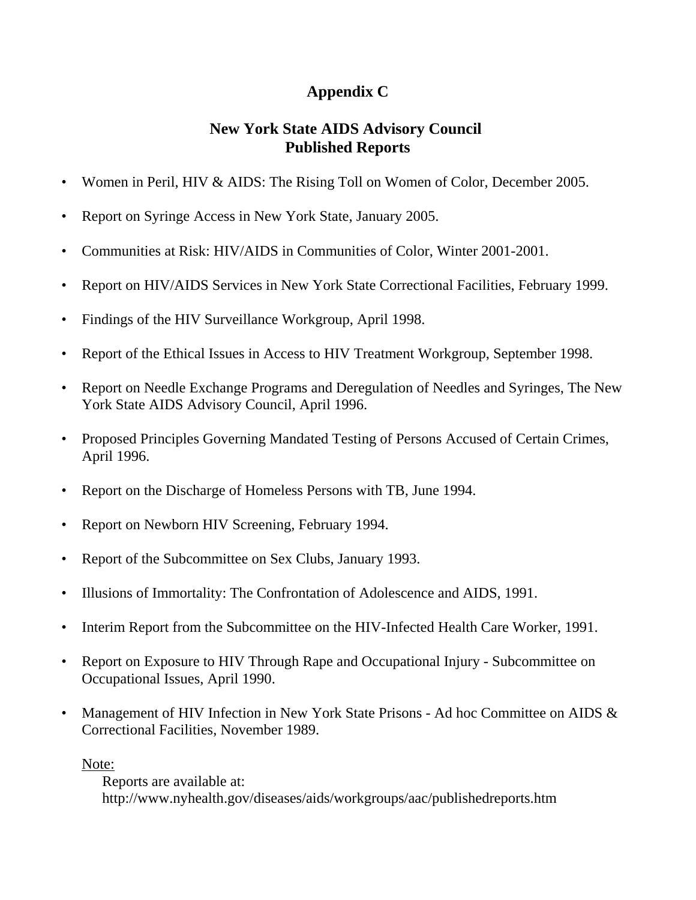# Appendix C

## New York State AIDS Advisory Council Published Reports

- Women in Peril, HIV & AIDS: The Rising Toll on Women of Color, December 2005.
- Report on Syringe Access in New York State, January 2005.
- Communities at Risk: HIV/AIDS in Communities of Color, Winter 2001-2001.
- Report on HIV/AIDS Services in New York State Correctional Facilities, February 1999.
- Findings of the HIV Surveillance Workgroup, April 1998.
- Report of the Ethical Issues in Access to HIV Treatment Workgroup, September 1998.
- Report on Needle Exchange Programs and Deregulation of Needles and Syringes, The New York State AIDS Advisory Council, April 1996.
- Proposed Principles Governing Mandated Testing of Persons Accused of Certain Crimes, April 1996.
- Report on the Discharge of Homeless Persons with TB, June 1994.
- Report on Newborn HIV Screening, February 1994.
- Report of the Subcommittee on Sex Clubs, January 1993.
- Illusions of Immortality: The Confrontation of Adolescence and AIDS, 1991.
- Interim Report from the Subcommittee on the HIV-Infected Health Care Worker, 1991.
- Report on Exposure to HIV Through Rape and Occupational Injury - Subcommittee on Occupational Issues, April 1990.
- Management of HIV Infection in New York State Prisons - Ad hoc Committee on AIDS & Correctional Facilities, November 1989.

Note:

Reports are available at:
http://www.nyhealth.gov/diseases/aids/workgroups/aac/publishedreports.htm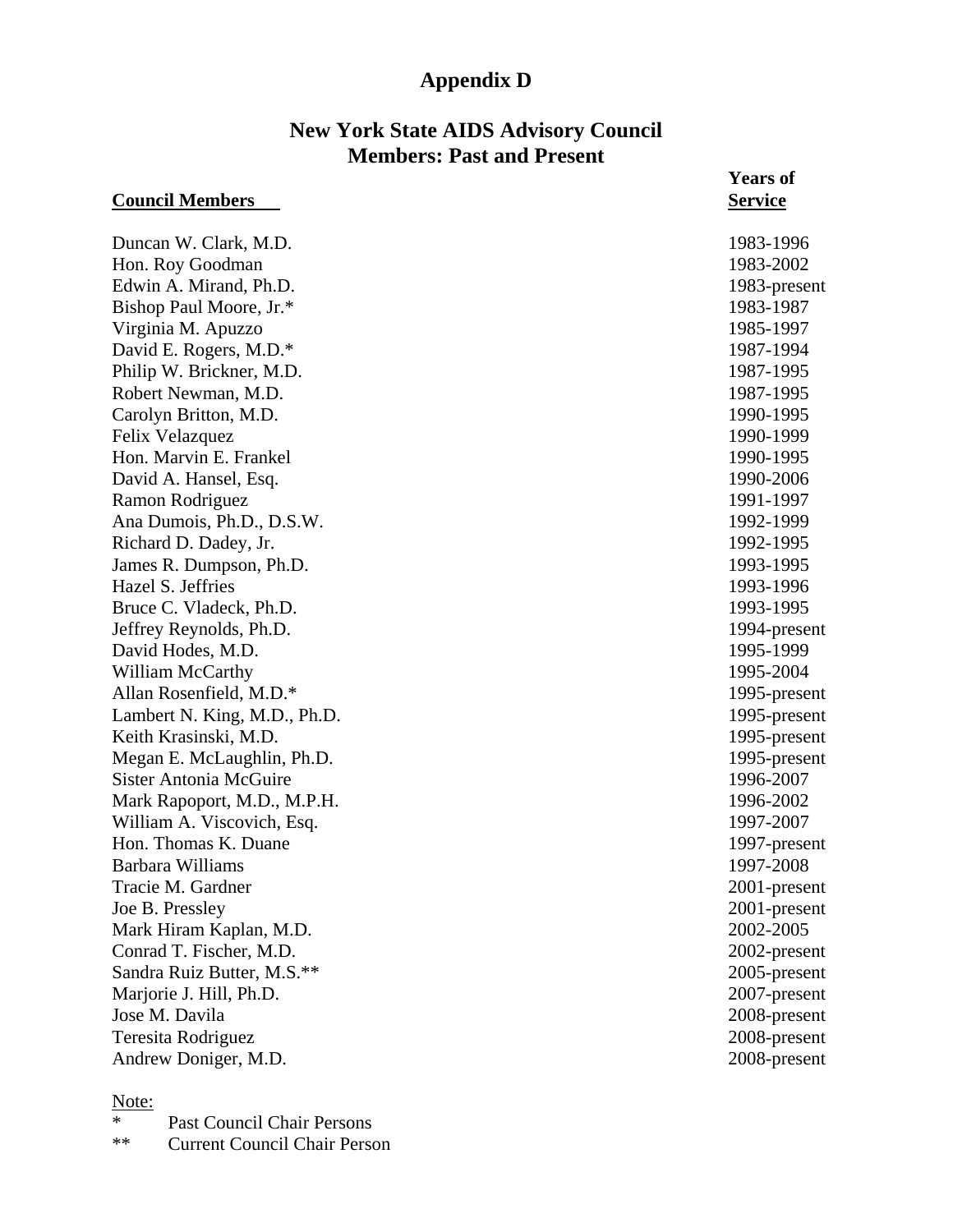# Appendix D

## New York State AIDS Advisory Council Members: Past and Present

| Council Members | Years of Service |
|---|---|
| Duncan W. Clark, M.D. | 1983-1996 |
| Hon. Roy Goodman | 1983-2002 |
| Edwin A. Mirand, Ph.D. | 1983-present |
| Bishop Paul Moore, Jr.* | 1983-1987 |
| Virginia M. Apuzzo | 1985-1997 |
| David E. Rogers, M.D.* | 1987-1994 |
| Philip W. Brickner, M.D. | 1987-1995 |
| Robert Newman, M.D. | 1987-1995 |
| Carolyn Britton, M.D. | 1990-1995 |
| Felix Velazquez | 1990-1999 |
| Hon. Marvin E. Frankel | 1990-1995 |
| David A. Hansel, Esq. | 1990-2006 |
| Ramon Rodriguez | 1991-1997 |
| Ana Dumois, Ph.D., D.S.W. | 1992-1999 |
| Richard D. Dadey, Jr. | 1992-1995 |
| James R. Dumpson, Ph.D. | 1993-1995 |
| Hazel S. Jeffries | 1993-1996 |
| Bruce C. Vladeck, Ph.D. | 1993-1995 |
| Jeffrey Reynolds, Ph.D. | 1994-present |
| David Hodes, M.D. | 1995-1999 |
| William McCarthy | 1995-2004 |
| Allan Rosenfield, M.D.* | 1995-present |
| Lambert N. King, M.D., Ph.D. | 1995-present |
| Keith Krasinski, M.D. | 1995-present |
| Megan E. McLaughlin, Ph.D. | 1995-present |
| Sister Antonia McGuire | 1996-2007 |
| Mark Rapoport, M.D., M.P.H. | 1996-2002 |
| William A. Viscovich, Esq. | 1997-2007 |
| Hon. Thomas K. Duane | 1997-present |
| Barbara Williams | 1997-2008 |
| Tracie M. Gardner | 2001-present |
| Joe B. Pressley | 2001-present |
| Mark Hiram Kaplan, M.D. | 2002-2005 |
| Conrad T. Fischer, M.D. | 2002-present |
| Sandra Ruiz Butter, M.S.** | 2005-present |
| Marjorie J. Hill, Ph.D. | 2007-present |
| Jose M. Davila | 2008-present |
| Teresita Rodriguez | 2008-present |
| Andrew Doniger, M.D. | 2008-present |

Note:

\* Past Council Chair Persons

** Current Council Chair Person